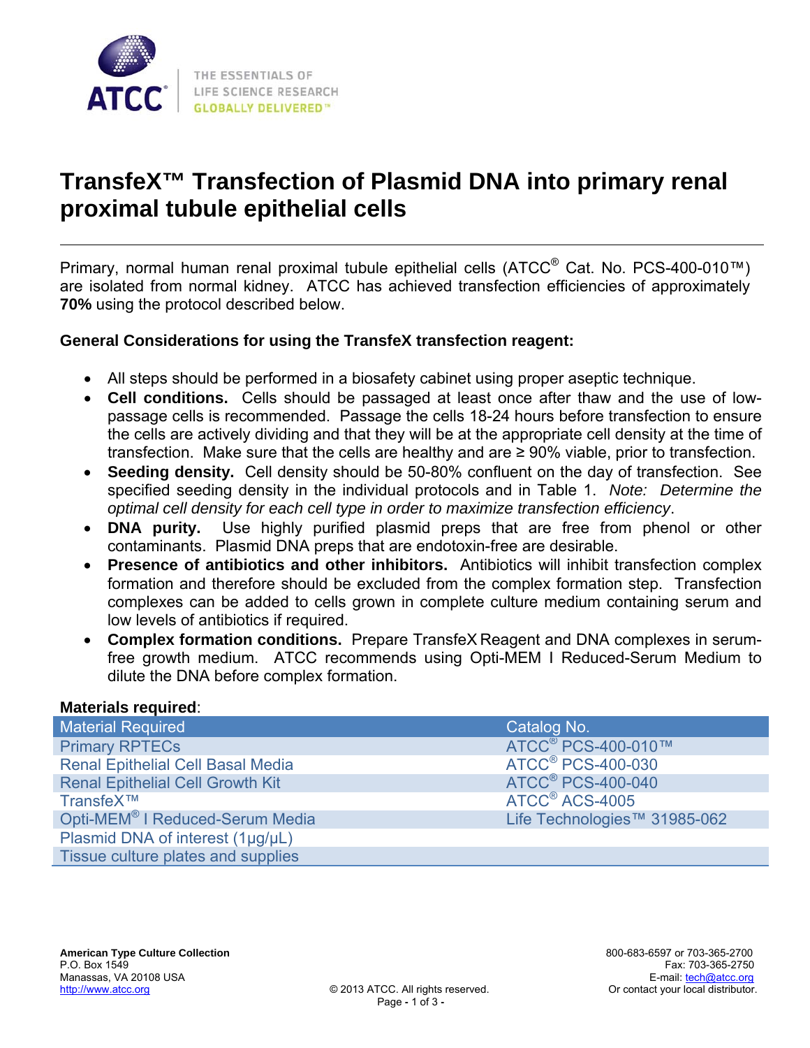# TransfeX™ Transfection of Plasmid DNA into primary renal proximal tubule epithelial cells

Primary, normal human renal proximal tubule epithelial cells (ATCC® Cat. No. PCS-400-010™) are isolated from normal kidney. ATCC has achieved transfection efficiencies of approximately **70%** using the protocol described below.

### General Considerations for using the TransfeX transfection reagent:

- All steps should be performed in a biosafety cabinet using proper aseptic technique.
- **Cell conditions.** Cells should be passaged at least once after thaw and the use of low-passage cells is recommended. Passage the cells 18-24 hours before transfection to ensure the cells are actively dividing and that they will be at the appropriate cell density at the time of transfection. Make sure that the cells are healthy and are ≥ 90% viable, prior to transfection.
- **Seeding density.** Cell density should be 50-80% confluent on the day of transfection. See specified seeding density in the individual protocols and in Table 1. *Note: Determine the optimal cell density for each cell type in order to maximize transfection efficiency*.
- **DNA purity.** Use highly purified plasmid preps that are free from phenol or other contaminants. Plasmid DNA preps that are endotoxin-free are desirable.
- **Presence of antibiotics and other inhibitors.** Antibiotics will inhibit transfection complex formation and therefore should be excluded from the complex formation step. Transfection complexes can be added to cells grown in complete culture medium containing serum and low levels of antibiotics if required.
- **Complex formation conditions.** Prepare TransfeX Reagent and DNA complexes in serum-free growth medium. ATCC recommends using Opti-MEM I Reduced-Serum Medium to dilute the DNA before complex formation.

**Materials required**:

| Material Required | Catalog No. |
|---|---|
| Primary RPTECs | ATCC® PCS-400-010™ |
| Renal Epithelial Cell Basal Media | ATCC® PCS-400-030 |
| Renal Epithelial Cell Growth Kit | ATCC® PCS-400-040 |
| TransfeX™ | ATCC® ACS-4005 |
| Opti-MEM® I Reduced-Serum Media | Life Technologies™ 31985-062 |
| Plasmid DNA of interest (1μg/μL) | |
| Tissue culture plates and supplies | |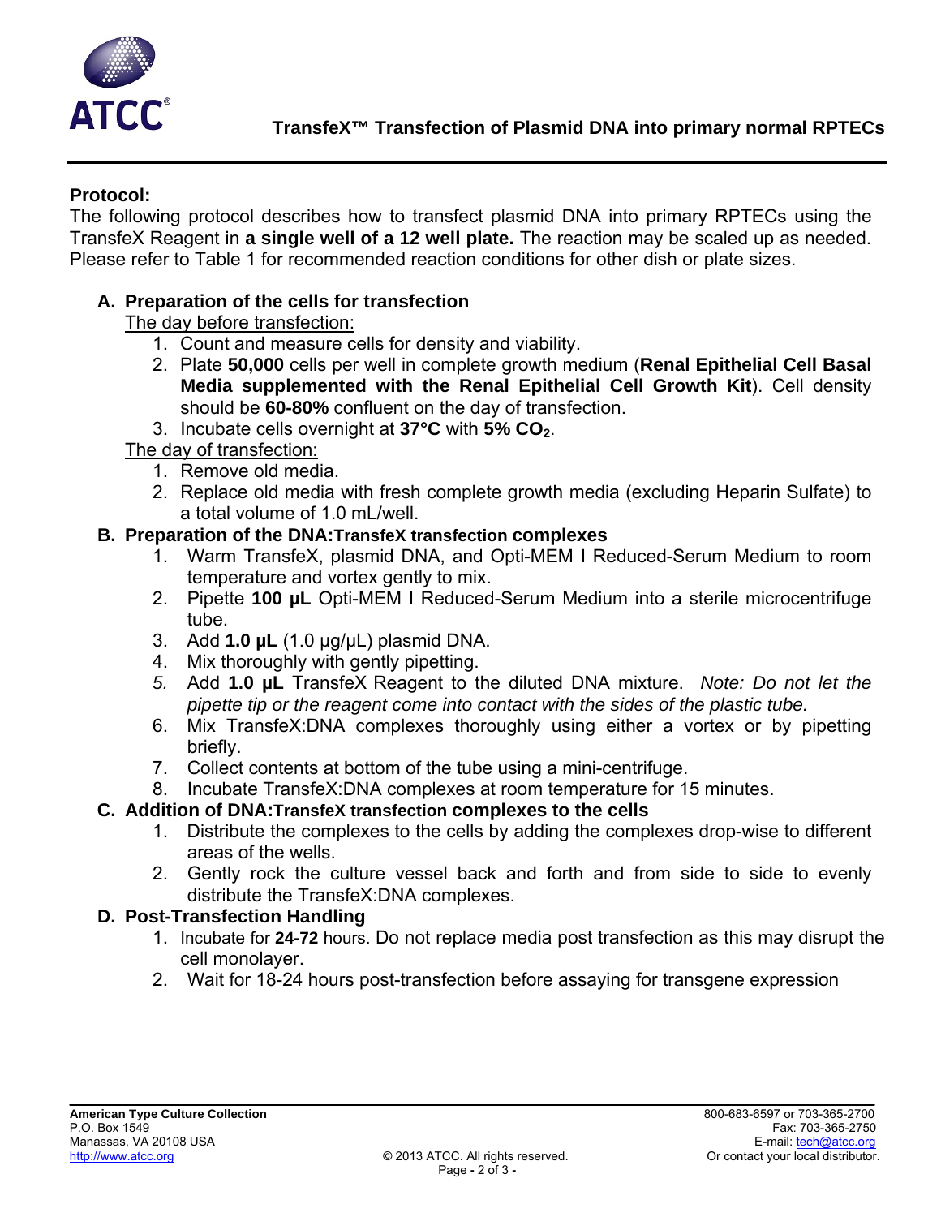## Protocol:

The following protocol describes how to transfect plasmid DNA into primary RPTECs using the TransfeX Reagent in **a single well of a 12 well plate.** The reaction may be scaled up as needed. Please refer to Table 1 for recommended reaction conditions for other dish or plate sizes.

### A. Preparation of the cells for transfection

The day before transfection:

1. Count and measure cells for density and viability.
2. Plate **50,000** cells per well in complete growth medium (**Renal Epithelial Cell Basal Media supplemented with the Renal Epithelial Cell Growth Kit**). Cell density should be **60-80%** confluent on the day of transfection.
3. Incubate cells overnight at **37°C** with **5% $CO_2$**.

The day of transfection:

1. Remove old media.
2. Replace old media with fresh complete growth media (excluding Heparin Sulfate) to a total volume of 1.0 mL/well.

### B. Preparation of the DNA:TransfeX transfection complexes

1. Warm TransfeX, plasmid DNA, and Opti-MEM I Reduced-Serum Medium to room temperature and vortex gently to mix.
2. Pipette **100 µL** Opti-MEM I Reduced-Serum Medium into a sterile microcentrifuge tube.
3. Add **1.0 µL** (1.0 µg/µL) plasmid DNA.
4. Mix thoroughly with gently pipetting.
5. Add **1.0 µL** TransfeX Reagent to the diluted DNA mixture. *Note: Do not let the pipette tip or the reagent come into contact with the sides of the plastic tube.*
6. Mix TransfeX:DNA complexes thoroughly using either a vortex or by pipetting briefly.
7. Collect contents at bottom of the tube using a mini-centrifuge.
8. Incubate TransfeX:DNA complexes at room temperature for 15 minutes.

### C. Addition of DNA:TransfeX transfection complexes to the cells

1. Distribute the complexes to the cells by adding the complexes drop-wise to different areas of the wells.
2. Gently rock the culture vessel back and forth and from side to side to evenly distribute the TransfeX:DNA complexes.

### D. Post-Transfection Handling

1. Incubate for **24-72** hours. Do not replace media post transfection as this may disrupt the cell monolayer.
2. Wait for 18-24 hours post-transfection before assaying for transgene expression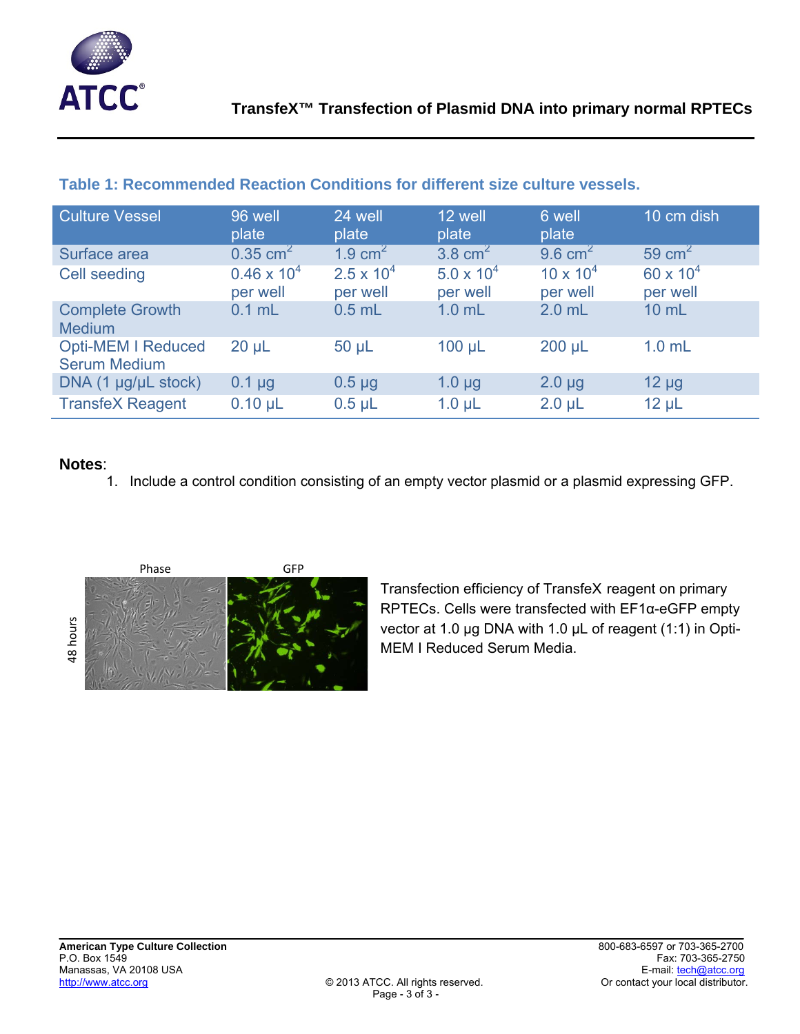### Table 1: Recommended Reaction Conditions for different size culture vessels.

| Culture Vessel | 96 well plate | 24 well plate | 12 well plate | 6 well plate | 10 cm dish |
|---|---|---|---|---|---|
| Surface area | 0.35 $cm^2$ | 1.9 $cm^2$ | 3.8 $cm^2$ | 9.6 $cm^2$ | 59 $cm^2$ |
| Cell seeding | $0.46 \times 10^4$ per well | $2.5 \times 10^4$ per well | $5.0 \times 10^4$ per well | $10 \times 10^4$ per well | $60 \times 10^4$ per well |
| Complete Growth Medium | 0.1 mL | 0.5 mL | 1.0 mL | 2.0 mL | 10 mL |
| Opti-MEM I Reduced Serum Medium | 20 µL | 50 µL | 100 µL | 200 µL | 1.0 mL |
| DNA (1 µg/µL stock) | 0.1 µg | 0.5 µg | 1.0 µg | 2.0 µg | 12 µg |
| TransfeX Reagent | 0.10 µL | 0.5 µL | 1.0 µL | 2.0 µL | 12 µL |

**Notes**:

1. Include a control condition consisting of an empty vector plasmid or a plasmid expressing GFP.

Phase

GFP

48 hours

Transfection efficiency of TransfeX reagent on primary RPTECs. Cells were transfected with EF1α-eGFP empty vector at 1.0 µg DNA with 1.0 µL of reagent (1:1) in Opti-MEM I Reduced Serum Media.

**American Type Culture Collection**
P.O. Box 1549
Manassas, VA 20108 USA
http://www.atcc.org

© 2013 ATCC. All rights reserved.

800-683-6597 or 703-365-2700
Fax: 703-365-2750
E-mail: tech@atcc.org
Or contact your local distributor.